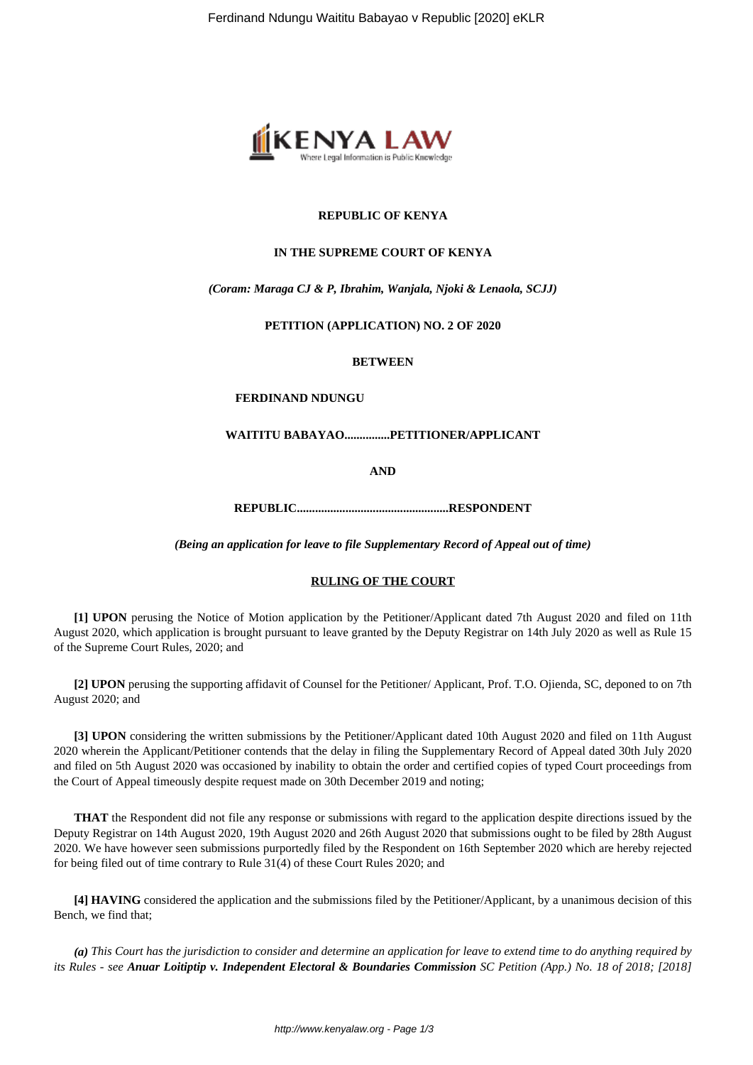**REPUBLIC OF KENYA**

**IN THE SUPREME COURT OF KENYA**

***(Coram: Maraga CJ & P, Ibrahim, Wanjala, Njoki & Lenaola, SCJJ)***

**PETITION (APPLICATION) NO. 2 OF 2020**

**BETWEEN**

**FERDINAND NDUNGU**

**WAITITU BABAYAO...............PETITIONER/APPLICANT**

**AND**

**REPUBLIC..................................................RESPONDENT**

***(Being an application for leave to file Supplementary Record of Appeal out of time)***

**RULING OF THE COURT**

**[1] UPON** perusing the Notice of Motion application by the Petitioner/Applicant dated 7th August 2020 and filed on 11th August 2020, which application is brought pursuant to leave granted by the Deputy Registrar on 14th July 2020 as well as Rule 15 of the Supreme Court Rules, 2020; and

**[2] UPON** perusing the supporting affidavit of Counsel for the Petitioner/ Applicant, Prof. T.O. Ojienda, SC, deponed to on 7th August 2020; and

**[3] UPON** considering the written submissions by the Petitioner/Applicant dated 10th August 2020 and filed on 11th August 2020 wherein the Applicant/Petitioner contends that the delay in filing the Supplementary Record of Appeal dated 30th July 2020 and filed on 5th August 2020 was occasioned by inability to obtain the order and certified copies of typed Court proceedings from the Court of Appeal timeously despite request made on 30th December 2019 and noting;

**THAT** the Respondent did not file any response or submissions with regard to the application despite directions issued by the Deputy Registrar on 14th August 2020, 19th August 2020 and 26th August 2020 that submissions ought to be filed by 28th August 2020. We have however seen submissions purportedly filed by the Respondent on 16th September 2020 which are hereby rejected for being filed out of time contrary to Rule 31(4) of these Court Rules 2020; and

**[4] HAVING** considered the application and the submissions filed by the Petitioner/Applicant, by a unanimous decision of this Bench, we find that;

***(a)*** *This Court has the jurisdiction to consider and determine an application for leave to extend time to do anything required by its Rules - see* ***Anuar Loitiptip v. Independent Electoral & Boundaries Commission*** *SC Petition (App.) No. 18 of 2018; [2018]*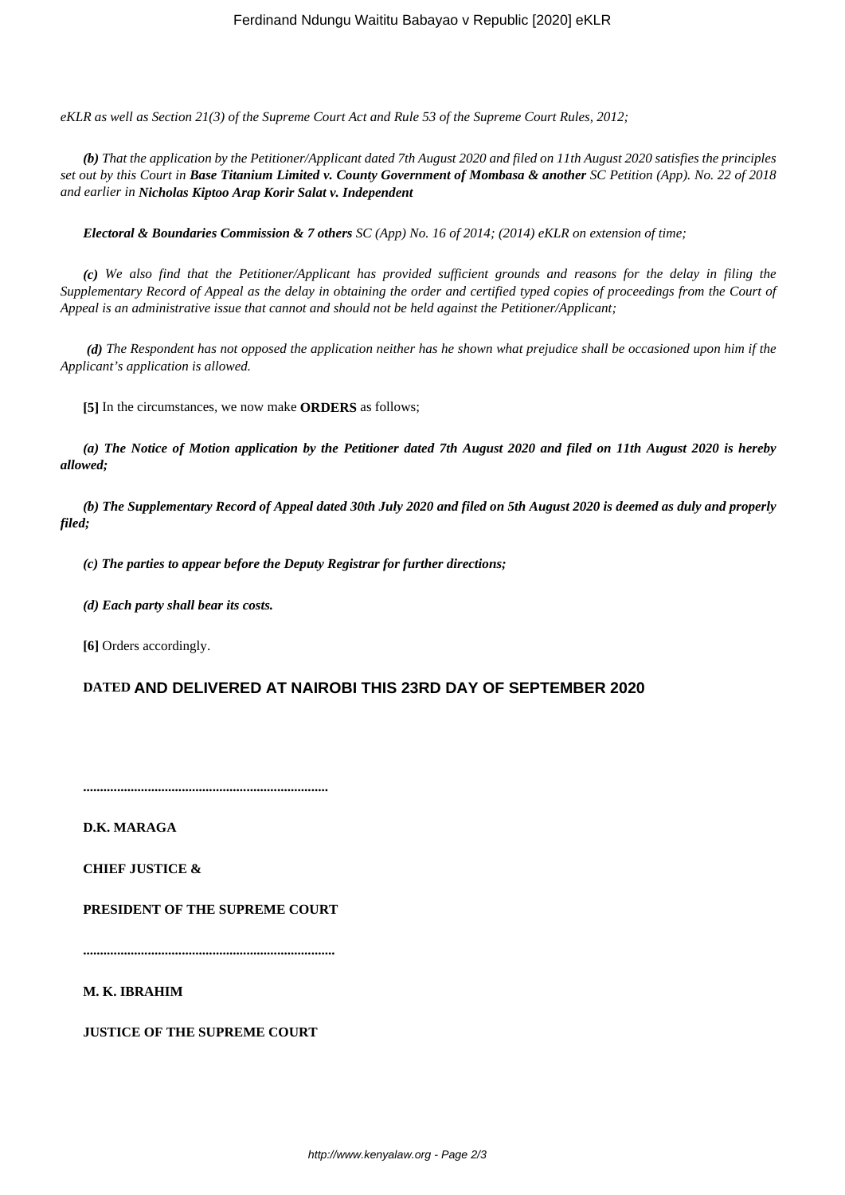*eKLR as well as Section 21(3) of the Supreme Court Act and Rule 53 of the Supreme Court Rules, 2012;*

***(b)*** *That the application by the Petitioner/Applicant dated 7th August 2020 and filed on 11th August 2020 satisfies the principles set out by this Court in* ***Base Titanium Limited v. County Government of Mombasa & another*** *SC Petition (App). No. 22 of 2018 and earlier in* ***Nicholas Kiptoo Arap Korir Salat v. Independent***

***Electoral & Boundaries Commission & 7 others*** *SC (App) No. 16 of 2014; (2014) eKLR on extension of time;*

***(c)*** *We also find that the Petitioner/Applicant has provided sufficient grounds and reasons for the delay in filing the Supplementary Record of Appeal as the delay in obtaining the order and certified typed copies of proceedings from the Court of Appeal is an administrative issue that cannot and should not be held against the Petitioner/Applicant;*

***(d)*** *The Respondent has not opposed the application neither has he shown what prejudice shall be occasioned upon him if the Applicant's application is allowed.*

**[5]** In the circumstances, we now make **ORDERS** as follows;

***(a) The Notice of Motion application by the Petitioner dated 7th August 2020 and filed on 11th August 2020 is hereby allowed;***

***(b) The Supplementary Record of Appeal dated 30th July 2020 and filed on 5th August 2020 is deemed as duly and properly filed;***

***(c) The parties to appear before the Deputy Registrar for further directions;***

***(d) Each party shall bear its costs.***

**[6]** Orders accordingly.

**DATED AND DELIVERED AT NAIROBI THIS 23RD DAY OF SEPTEMBER 2020**

.......................................................................

**D.K. MARAGA**

**CHIEF JUSTICE &**

**PRESIDENT OF THE SUPREME COURT**

.........................................................................

**M. K. IBRAHIM**

**JUSTICE OF THE SUPREME COURT**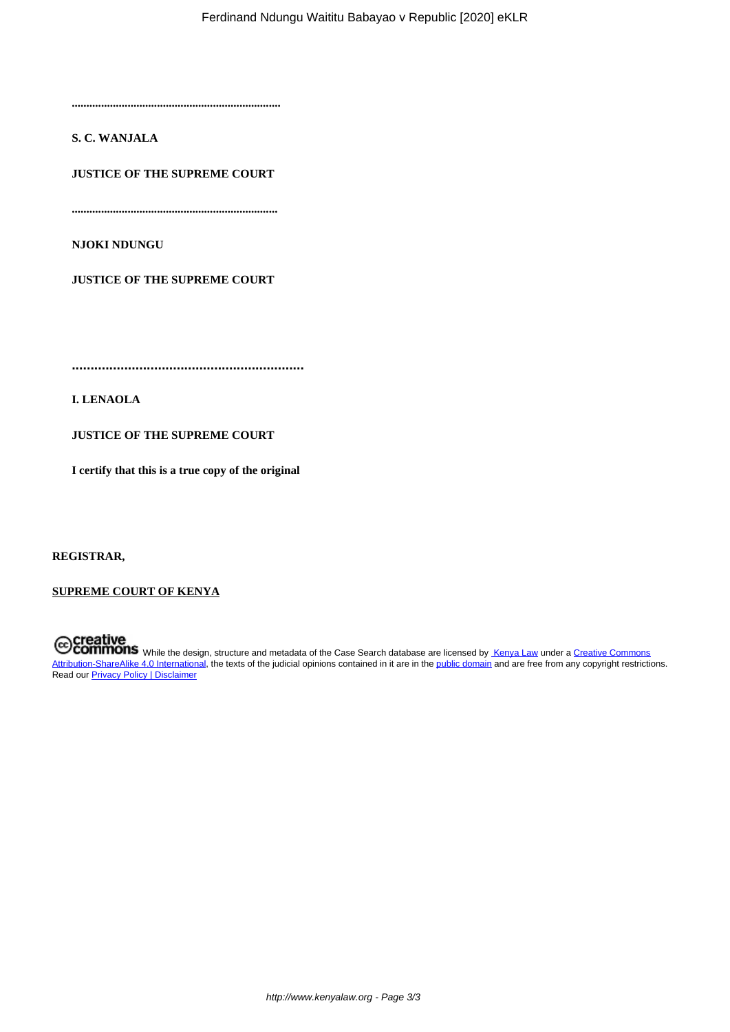......................................................................

**S. C. WANJALA**

**JUSTICE OF THE SUPREME COURT**

......................................................................

**NJOKI NDUNGU**

**JUSTICE OF THE SUPREME COURT**

..............................................................

**I. LENAOLA**

**JUSTICE OF THE SUPREME COURT**

**I certify that this is a true copy of the original**

**REGISTRAR,**

**SUPREME COURT OF KENYA**

While the design, structure and metadata of the Case Search database are licensed by Kenya Law under a Creative Commons Attribution-ShareAlike 4.0 International, the texts of the judicial opinions contained in it are in the public domain and are free from any copyright restrictions. Read our Privacy Policy | Disclaimer